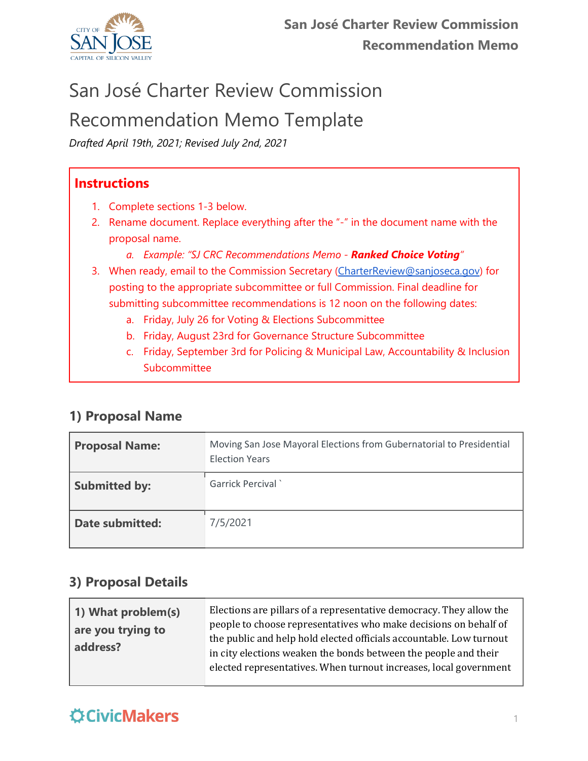# San José Charter Review Commission Recommendation Memo Template

*Drafted April 19th, 2021; Revised July 2nd, 2021*

## Instructions

1. Complete sections 1-3 below.
2. Rename document. Replace everything after the "-" in the document name with the proposal name.
   a. *Example: "SJ CRC Recommendations Memo - **Ranked Choice Voting**"*
3. When ready, email to the Commission Secretary (CharterReview@sanjoseca.gov) for posting to the appropriate subcommittee or full Commission. Final deadline for submitting subcommittee recommendations is 12 noon on the following dates:
   a. Friday, July 26 for Voting & Elections Subcommittee
   b. Friday, August 23rd for Governance Structure Subcommittee
   c. Friday, September 3rd for Policing & Municipal Law, Accountability & Inclusion Subcommittee

### 1) Proposal Name

| **Proposal Name:** | Moving San Jose Mayoral Elections from Gubernatorial to Presidential Election Years |
|---|---|
| **Submitted by:** | Garrick Percival ` |
| **Date submitted:** | 7/5/2021 |

### 3) Proposal Details

| **1) What problem(s) are you trying to address?** | Elections are pillars of a representative democracy. They allow the people to choose representatives who make decisions on behalf of the public and help hold elected officials accountable. Low turnout in city elections weaken the bonds between the people and their elected representatives. When turnout increases, local government |
|---|---|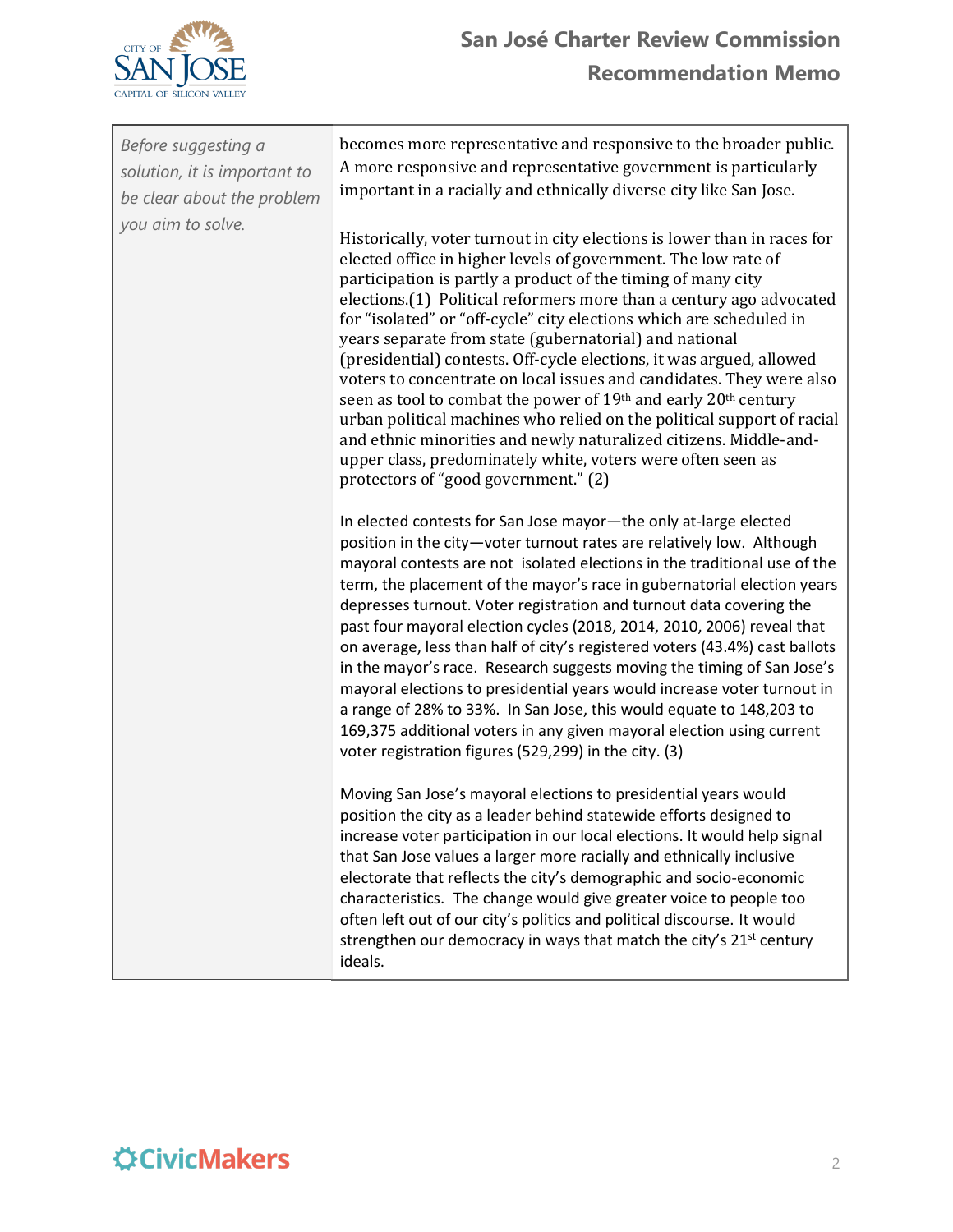*Before suggesting a solution, it is important to be clear about the problem you aim to solve.*

becomes more representative and responsive to the broader public. A more responsive and representative government is particularly important in a racially and ethnically diverse city like San Jose.

Historically, voter turnout in city elections is lower than in races for elected office in higher levels of government. The low rate of participation is partly a product of the timing of many city elections.(1) Political reformers more than a century ago advocated for "isolated" or "off-cycle" city elections which are scheduled in years separate from state (gubernatorial) and national (presidential) contests. Off-cycle elections, it was argued, allowed voters to concentrate on local issues and candidates. They were also seen as tool to combat the power of 19th and early 20th century urban political machines who relied on the political support of racial and ethnic minorities and newly naturalized citizens. Middle-and-upper class, predominately white, voters were often seen as protectors of "good government." (2)

In elected contests for San Jose mayor—the only at-large elected position in the city—voter turnout rates are relatively low. Although mayoral contests are not isolated elections in the traditional use of the term, the placement of the mayor's race in gubernatorial election years depresses turnout. Voter registration and turnout data covering the past four mayoral election cycles (2018, 2014, 2010, 2006) reveal that on average, less than half of city's registered voters (43.4%) cast ballots in the mayor's race. Research suggests moving the timing of San Jose's mayoral elections to presidential years would increase voter turnout in a range of 28% to 33%. In San Jose, this would equate to 148,203 to 169,375 additional voters in any given mayoral election using current voter registration figures (529,299) in the city. (3)

Moving San Jose's mayoral elections to presidential years would position the city as a leader behind statewide efforts designed to increase voter participation in our local elections. It would help signal that San Jose values a larger more racially and ethnically inclusive electorate that reflects the city's demographic and socio-economic characteristics. The change would give greater voice to people too often left out of our city's politics and political discourse. It would strengthen our democracy in ways that match the city's 21st century ideals.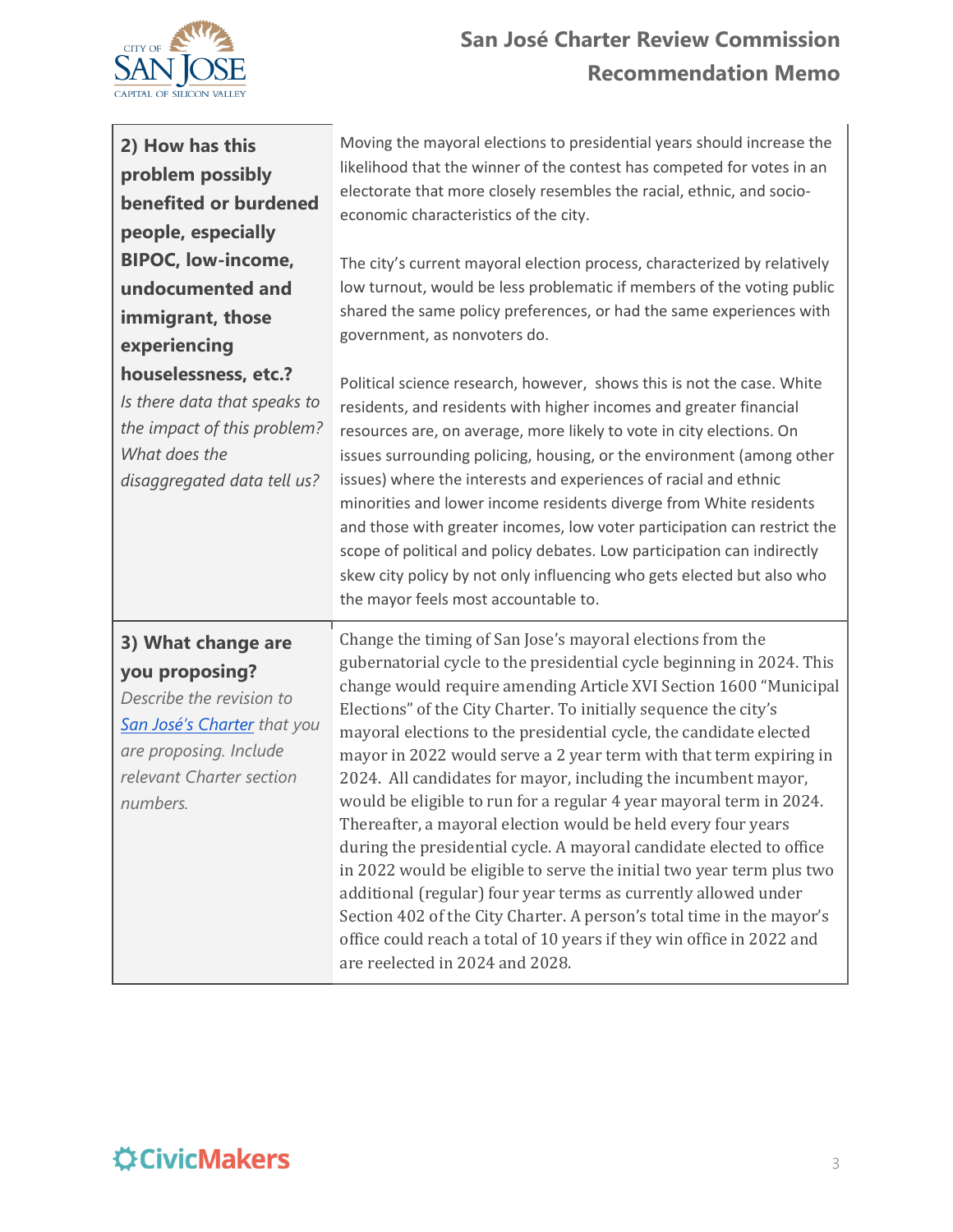| | |
|---|---|
| **2) How has this problem possibly benefited or burdened people, especially BIPOC, low-income, undocumented and immigrant, those experiencing houselessness, etc.?** *Is there data that speaks to the impact of this problem? What does the disaggregated data tell us?* | Moving the mayoral elections to presidential years should increase the likelihood that the winner of the contest has competed for votes in an electorate that more closely resembles the racial, ethnic, and socio-economic characteristics of the city.<br><br>The city's current mayoral election process, characterized by relatively low turnout, would be less problematic if members of the voting public shared the same policy preferences, or had the same experiences with government, as nonvoters do.<br><br>Political science research, however, shows this is not the case. White residents, and residents with higher incomes and greater financial resources are, on average, more likely to vote in city elections. On issues surrounding policing, housing, or the environment (among other issues) where the interests and experiences of racial and ethnic minorities and lower income residents diverge from White residents and those with greater incomes, low voter participation can restrict the scope of political and policy debates. Low participation can indirectly skew city policy by not only influencing who gets elected but also who the mayor feels most accountable to. |
| **3) What change are you proposing?** *Describe the revision to [San José's Charter] that you are proposing. Include relevant Charter section numbers.* | Change the timing of San Jose's mayoral elections from the gubernatorial cycle to the presidential cycle beginning in 2024. This change would require amending Article XVI Section 1600 "Municipal Elections" of the City Charter. To initially sequence the city's mayoral elections to the presidential cycle, the candidate elected mayor in 2022 would serve a 2 year term with that term expiring in 2024. All candidates for mayor, including the incumbent mayor, would be eligible to run for a regular 4 year mayoral term in 2024. Thereafter, a mayoral election would be held every four years during the presidential cycle. A mayoral candidate elected to office in 2022 would be eligible to serve the initial two year term plus two additional (regular) four year terms as currently allowed under Section 402 of the City Charter. A person's total time in the mayor's office could reach a total of 10 years if they win office in 2022 and are reelected in 2024 and 2028. |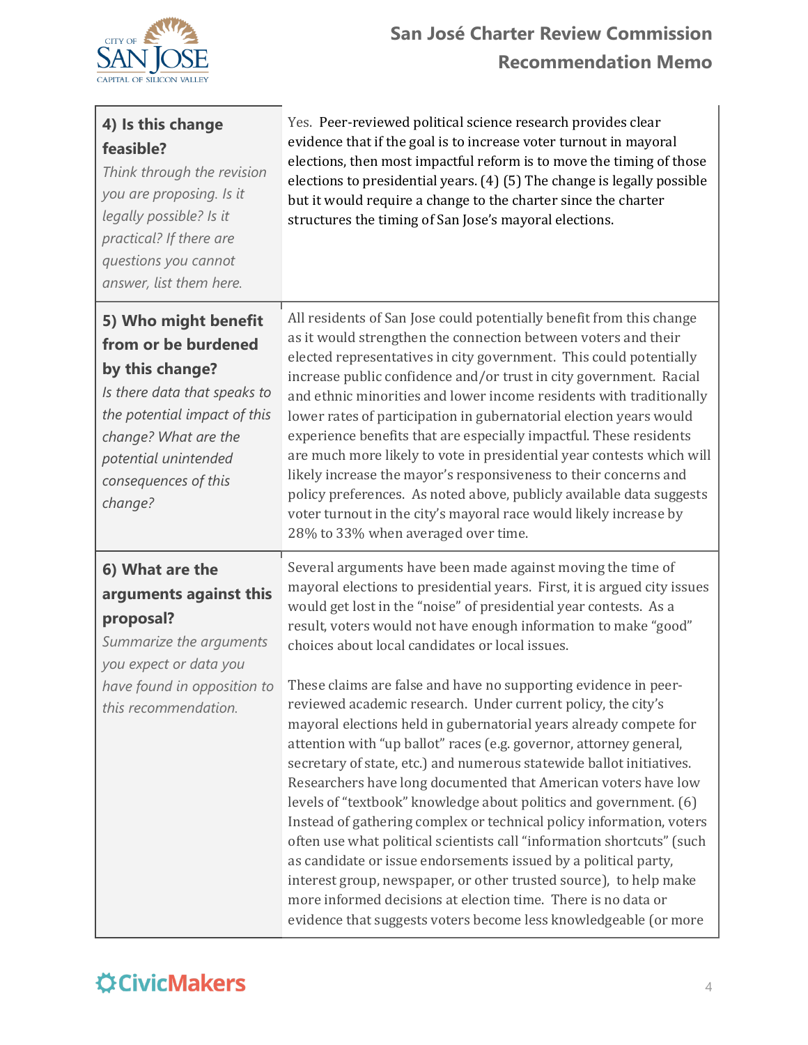| | |
|---|---|
| **4) Is this change feasible?** *Think through the revision you are proposing. Is it legally possible? Is it practical? If there are questions you cannot answer, list them here.* | Yes. Peer-reviewed political science research provides clear evidence that if the goal is to increase voter turnout in mayoral elections, then most impactful reform is to move the timing of those elections to presidential years. (4) (5) The change is legally possible but it would require a change to the charter since the charter structures the timing of San Jose's mayoral elections. |
| **5) Who might benefit from or be burdened by this change?** *Is there data that speaks to the potential impact of this change? What are the potential unintended consequences of this change?* | All residents of San Jose could potentially benefit from this change as it would strengthen the connection between voters and their elected representatives in city government. This could potentially increase public confidence and/or trust in city government. Racial and ethnic minorities and lower income residents with traditionally lower rates of participation in gubernatorial election years would experience benefits that are especially impactful. These residents are much more likely to vote in presidential year contests which will likely increase the mayor's responsiveness to their concerns and policy preferences. As noted above, publicly available data suggests voter turnout in the city's mayoral race would likely increase by 28% to 33% when averaged over time. |
| **6) What are the arguments against this proposal?** *Summarize the arguments you expect or data you have found in opposition to this recommendation.* | Several arguments have been made against moving the time of mayoral elections to presidential years. First, it is argued city issues would get lost in the "noise" of presidential year contests. As a result, voters would not have enough information to make "good" choices about local candidates or local issues.<br><br>These claims are false and have no supporting evidence in peer-reviewed academic research. Under current policy, the city's mayoral elections held in gubernatorial years already compete for attention with "up ballot" races (e.g. governor, attorney general, secretary of state, etc.) and numerous statewide ballot initiatives. Researchers have long documented that American voters have low levels of "textbook" knowledge about politics and government. (6) Instead of gathering complex or technical policy information, voters often use what political scientists call "information shortcuts" (such as candidate or issue endorsements issued by a political party, interest group, newspaper, or other trusted source), to help make more informed decisions at election time. There is no data or evidence that suggests voters become less knowledgeable (or more |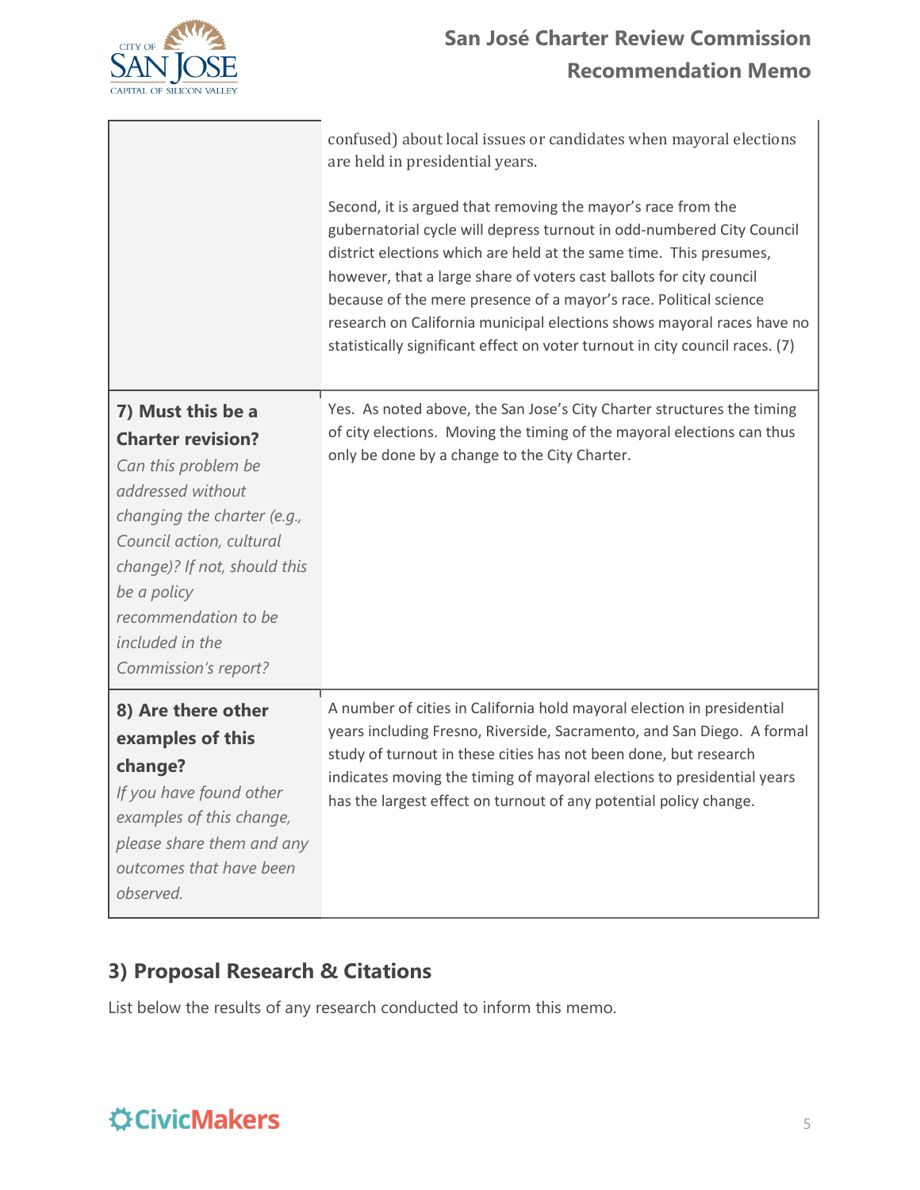| | |
|---|---|
| | confused) about local issues or candidates when mayoral elections are held in presidential years.<br><br>Second, it is argued that removing the mayor's race from the gubernatorial cycle will depress turnout in odd-numbered City Council district elections which are held at the same time. This presumes, however, that a large share of voters cast ballots for city council because of the mere presence of a mayor's race. Political science research on California municipal elections shows mayoral races have no statistically significant effect on voter turnout in city council races. (7) |
| **7) Must this be a Charter revision?**<br>*Can this problem be addressed without changing the charter (e.g., Council action, cultural change)? If not, should this be a policy recommendation to be included in the Commission's report?* | Yes. As noted above, the San Jose's City Charter structures the timing of city elections. Moving the timing of the mayoral elections can thus only be done by a change to the City Charter. |
| **8) Are there other examples of this change?**<br>*If you have found other examples of this change, please share them and any outcomes that have been observed.* | A number of cities in California hold mayoral election in presidential years including Fresno, Riverside, Sacramento, and San Diego. A formal study of turnout in these cities has not been done, but research indicates moving the timing of mayoral elections to presidential years has the largest effect on turnout of any potential policy change. |

## 3) Proposal Research & Citations

List below the results of any research conducted to inform this memo.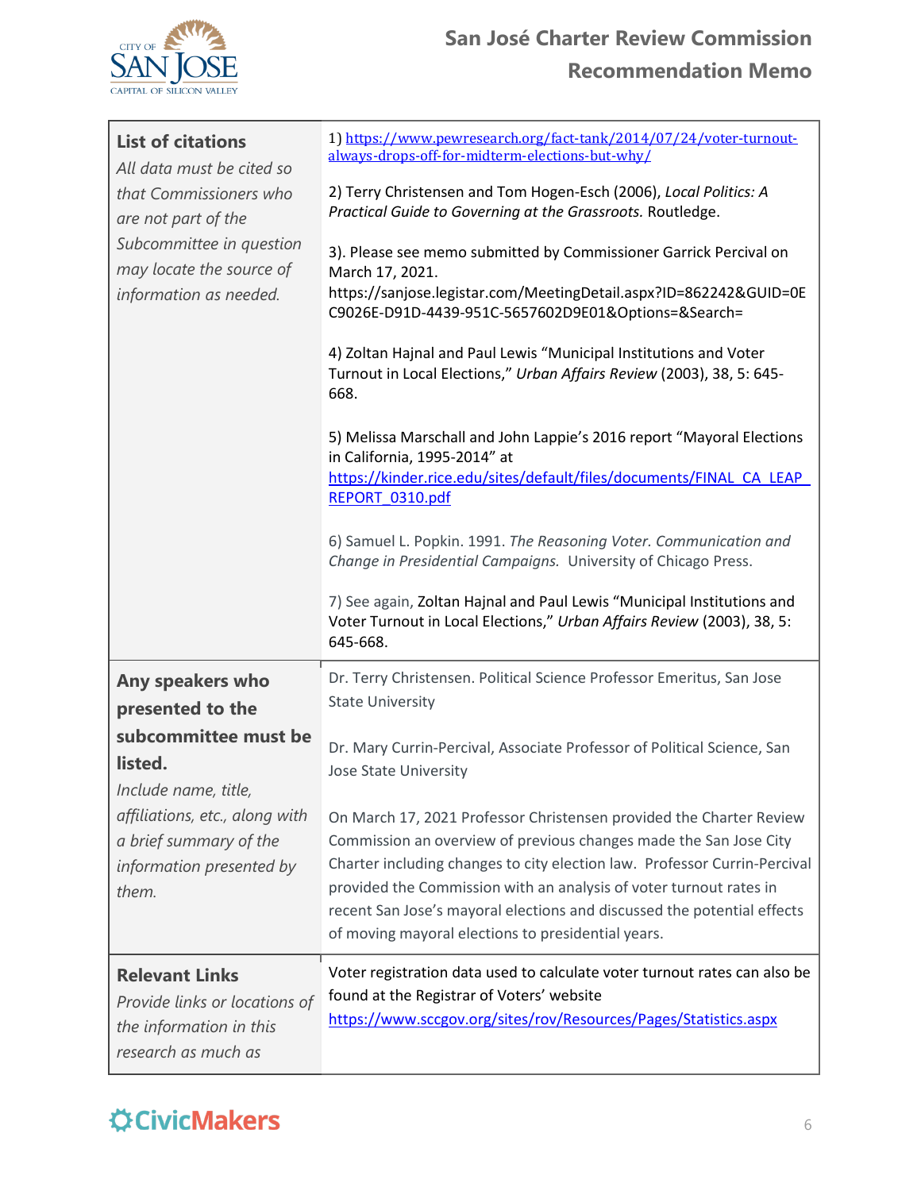| **List of citations** *All data must be cited so that Commissioners who are not part of the Subcommittee in question may locate the source of information as needed.* | 1) https://www.pewresearch.org/fact-tank/2014/07/24/voter-turnout-always-drops-off-for-midterm-elections-but-why/ <br><br> 2) Terry Christensen and Tom Hogen-Esch (2006), *Local Politics: A Practical Guide to Governing at the Grassroots.* Routledge. <br><br> 3). Please see memo submitted by Commissioner Garrick Percival on March 17, 2021. https://sanjose.legistar.com/MeetingDetail.aspx?ID=862242&GUID=0EC9026E-D91D-4439-951C-5657602D9E01&Options=&Search= <br><br> 4) Zoltan Hajnal and Paul Lewis “Municipal Institutions and Voter Turnout in Local Elections,” *Urban Affairs Review* (2003), 38, 5: 645-668. <br><br> 5) Melissa Marschall and John Lappie’s 2016 report “Mayoral Elections in California, 1995-2014” at https://kinder.rice.edu/sites/default/files/documents/FINAL_CA_LEAP_REPORT_0310.pdf <br><br> 6) Samuel L. Popkin. 1991. *The Reasoning Voter. Communication and Change in Presidential Campaigns.* University of Chicago Press. <br><br> 7) See again, Zoltan Hajnal and Paul Lewis “Municipal Institutions and Voter Turnout in Local Elections,” *Urban Affairs Review* (2003), 38, 5: 645-668. |
|---|---|
| **Any speakers who presented to the subcommittee must be listed.** *Include name, title, affiliations, etc., along with a brief summary of the information presented by them.* | Dr. Terry Christensen. Political Science Professor Emeritus, San Jose State University <br><br> Dr. Mary Currin-Percival, Associate Professor of Political Science, San Jose State University <br><br> On March 17, 2021 Professor Christensen provided the Charter Review Commission an overview of previous changes made the San Jose City Charter including changes to city election law. Professor Currin-Percival provided the Commission with an analysis of voter turnout rates in recent San Jose’s mayoral elections and discussed the potential effects of moving mayoral elections to presidential years. |
| **Relevant Links** *Provide links or locations of the information in this research as much as* | Voter registration data used to calculate voter turnout rates can also be found at the Registrar of Voters’ website https://www.sccgov.org/sites/rov/Resources/Pages/Statistics.aspx |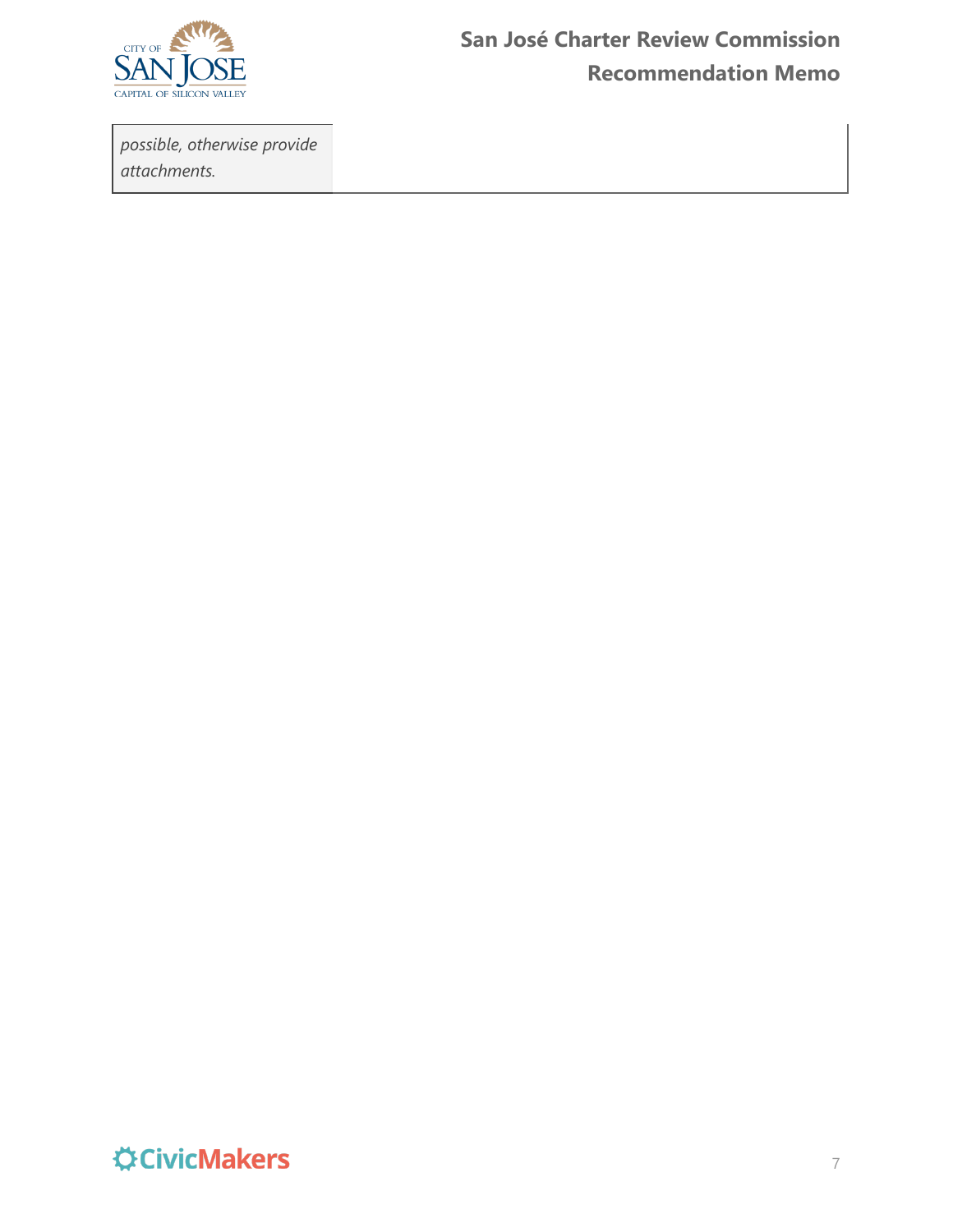| | |
|---|---|
| *possible, otherwise provide attachments.* | |